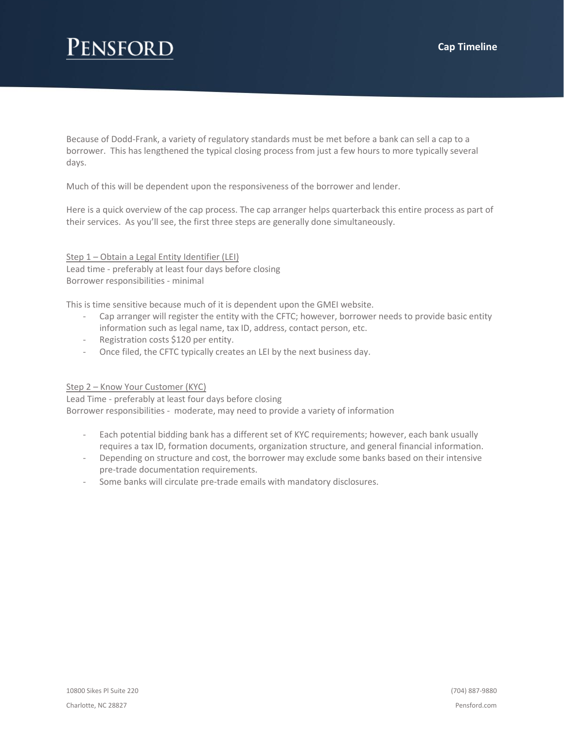# Pensford

## Cap Timeline

Because of Dodd-Frank, a variety of regulatory standards must be met before a bank can sell a cap to a borrower. This has lengthened the typical closing process from just a few hours to more typically several days.

Much of this will be dependent upon the responsiveness of the borrower and lender.

Here is a quick overview of the cap process. The cap arranger helps quarterback this entire process as part of their services. As you'll see, the first three steps are generally done simultaneously.

<u>Step 1 – Obtain a Legal Entity Identifier (LEI)</u>
Lead time - preferably at least four days before closing
Borrower responsibilities - minimal

This is time sensitive because much of it is dependent upon the GMEI website.

- Cap arranger will register the entity with the CFTC; however, borrower needs to provide basic entity information such as legal name, tax ID, address, contact person, etc.
- Registration costs $120 per entity.
- Once filed, the CFTC typically creates an LEI by the next business day.

<u>Step 2 – Know Your Customer (KYC)</u>
Lead Time - preferably at least four days before closing
Borrower responsibilities - moderate, may need to provide a variety of information

- Each potential bidding bank has a different set of KYC requirements; however, each bank usually requires a tax ID, formation documents, organization structure, and general financial information.
- Depending on structure and cost, the borrower may exclude some banks based on their intensive pre-trade documentation requirements.
- Some banks will circulate pre-trade emails with mandatory disclosures.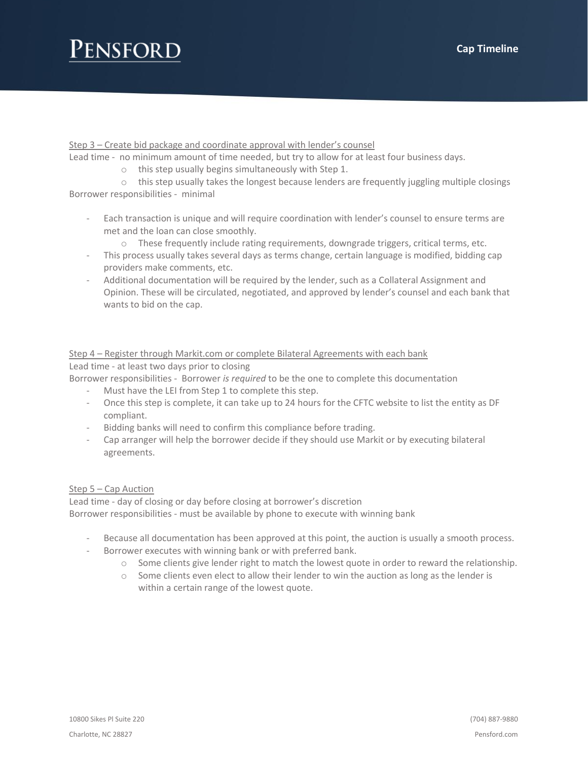Step 3 – Create bid package and coordinate approval with lender's counsel

Lead time - no minimum amount of time needed, but try to allow for at least four business days.

- this step usually begins simultaneously with Step 1.
- this step usually takes the longest because lenders are frequently juggling multiple closings

Borrower responsibilities - minimal

- Each transaction is unique and will require coordination with lender's counsel to ensure terms are met and the loan can close smoothly.
  - These frequently include rating requirements, downgrade triggers, critical terms, etc.
- This process usually takes several days as terms change, certain language is modified, bidding cap providers make comments, etc.
- Additional documentation will be required by the lender, such as a Collateral Assignment and Opinion. These will be circulated, negotiated, and approved by lender's counsel and each bank that wants to bid on the cap.

Step 4 – Register through Markit.com or complete Bilateral Agreements with each bank

Lead time - at least two days prior to closing

Borrower responsibilities - Borrower *is required* to be the one to complete this documentation

- Must have the LEI from Step 1 to complete this step.
- Once this step is complete, it can take up to 24 hours for the CFTC website to list the entity as DF compliant.
- Bidding banks will need to confirm this compliance before trading.
- Cap arranger will help the borrower decide if they should use Markit or by executing bilateral agreements.

Step 5 – Cap Auction

Lead time - day of closing or day before closing at borrower's discretion

Borrower responsibilities - must be available by phone to execute with winning bank

- Because all documentation has been approved at this point, the auction is usually a smooth process.
- Borrower executes with winning bank or with preferred bank.
  - Some clients give lender right to match the lowest quote in order to reward the relationship.
  - Some clients even elect to allow their lender to win the auction as long as the lender is within a certain range of the lowest quote.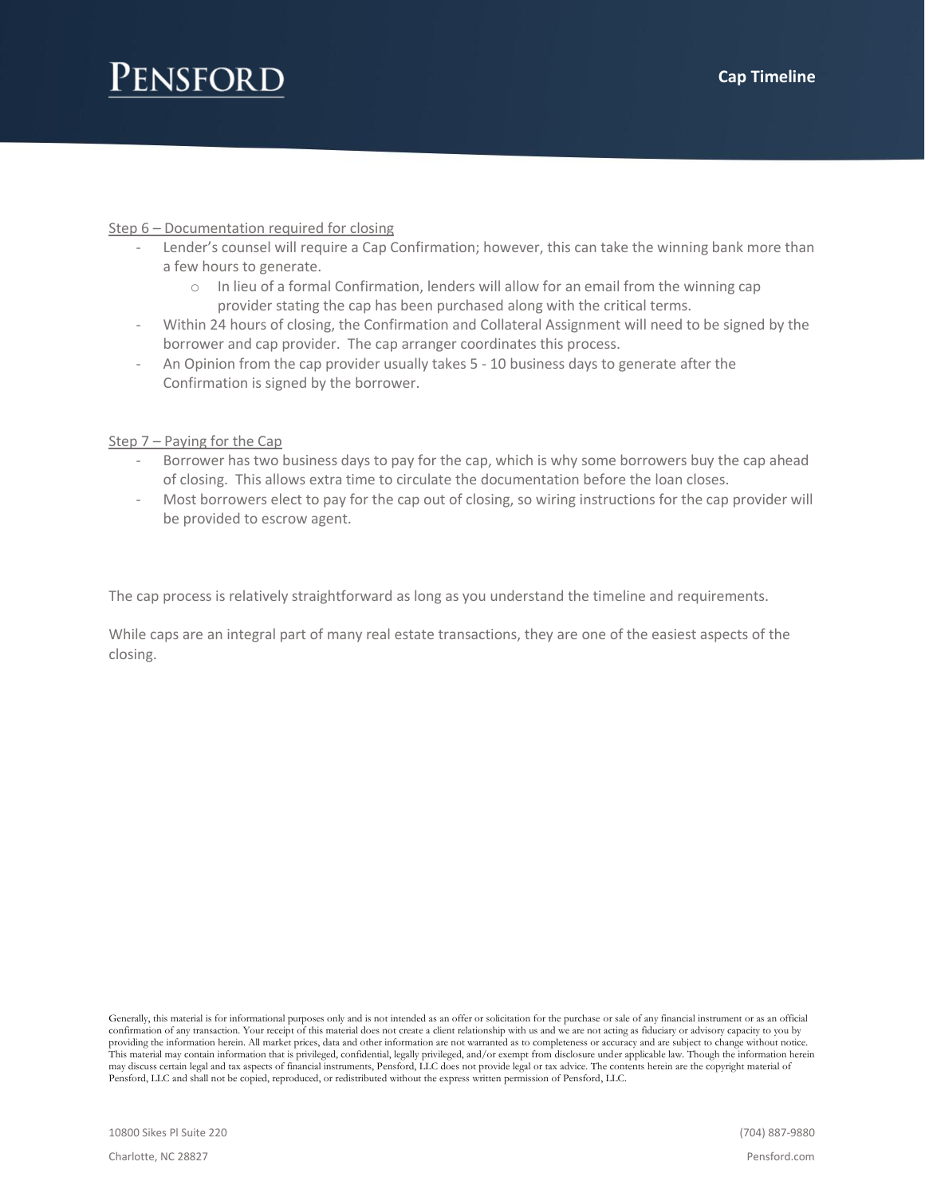Step 6 – Documentation required for closing

- Lender's counsel will require a Cap Confirmation; however, this can take the winning bank more than a few hours to generate.
    - In lieu of a formal Confirmation, lenders will allow for an email from the winning cap provider stating the cap has been purchased along with the critical terms.
- Within 24 hours of closing, the Confirmation and Collateral Assignment will need to be signed by the borrower and cap provider. The cap arranger coordinates this process.
- An Opinion from the cap provider usually takes 5 - 10 business days to generate after the Confirmation is signed by the borrower.

Step 7 – Paying for the Cap

- Borrower has two business days to pay for the cap, which is why some borrowers buy the cap ahead of closing. This allows extra time to circulate the documentation before the loan closes.
- Most borrowers elect to pay for the cap out of closing, so wiring instructions for the cap provider will be provided to escrow agent.

The cap process is relatively straightforward as long as you understand the timeline and requirements.

While caps are an integral part of many real estate transactions, they are one of the easiest aspects of the closing.

Generally, this material is for informational purposes only and is not intended as an offer or solicitation for the purchase or sale of any financial instrument or as an official confirmation of any transaction. Your receipt of this material does not create a client relationship with us and we are not acting as fiduciary or advisory capacity to you by providing the information herein. All market prices, data and other information are not warranted as to completeness or accuracy and are subject to change without notice. This material may contain information that is privileged, confidential, legally privileged, and/or exempt from disclosure under applicable law. Though the information herein may discuss certain legal and tax aspects of financial instruments, Pensford, LLC does not provide legal or tax advice. The contents herein are the copyright material of Pensford, LLC and shall not be copied, reproduced, or redistributed without the express written permission of Pensford, LLC.